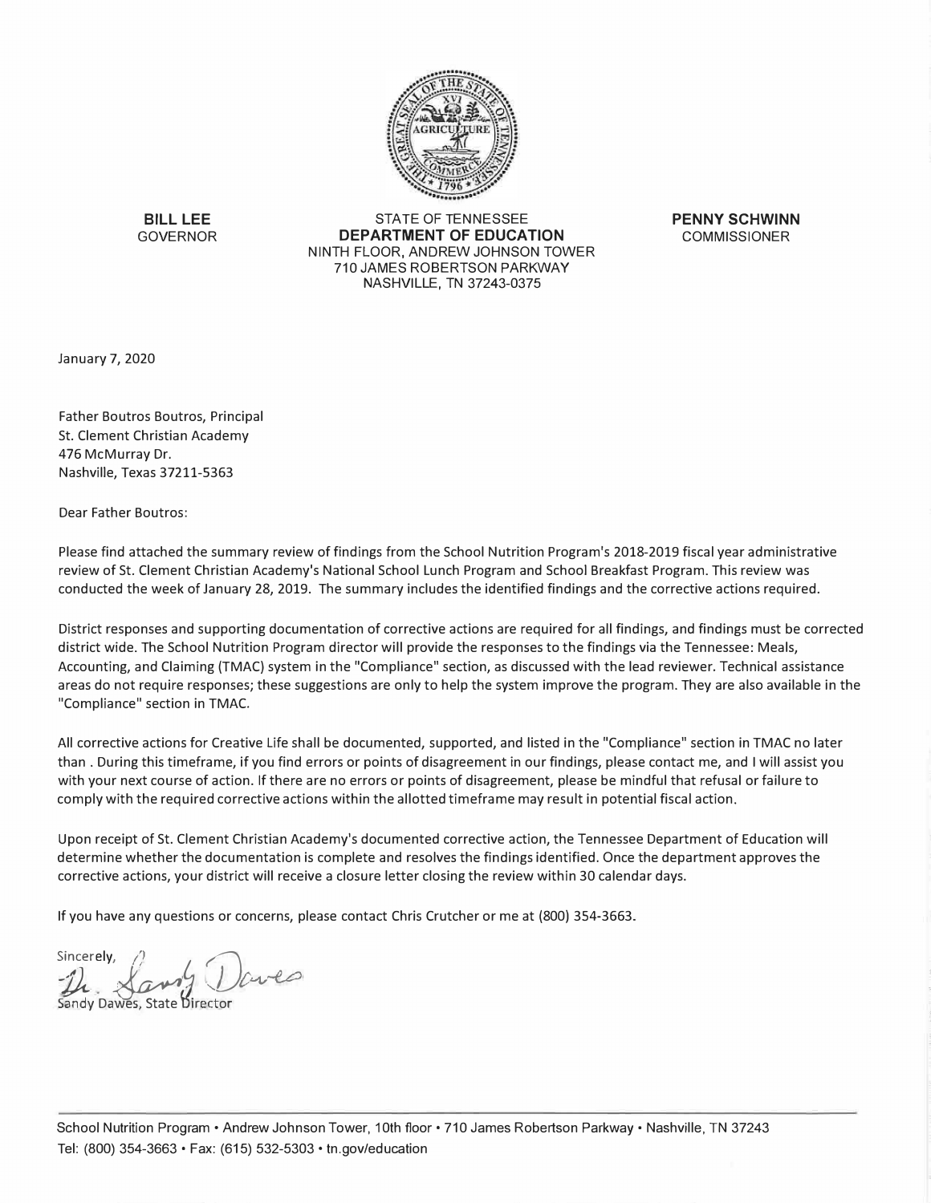**BILL LEE**
GOVERNOR

STATE OF TENNESSEE
**DEPARTMENT OF EDUCATION**
NINTH FLOOR, ANDREW JOHNSON TOWER
710 JAMES ROBERTSON PARKWAY
NASHVILLE, TN 37243-0375

**PENNY SCHWINN**
COMMISSIONER

January 7, 2020

Father Boutros Boutros, Principal
St. Clement Christian Academy
476 McMurray Dr.
Nashville, Texas 37211-5363

Dear Father Boutros:

Please find attached the summary review of findings from the School Nutrition Program's 2018-2019 fiscal year administrative review of St. Clement Christian Academy's National School Lunch Program and School Breakfast Program. This review was conducted the week of January 28, 2019. The summary includes the identified findings and the corrective actions required.

District responses and supporting documentation of corrective actions are required for all findings, and findings must be corrected district wide. The School Nutrition Program director will provide the responses to the findings via the Tennessee: Meals, Accounting, and Claiming (TMAC) system in the "Compliance" section, as discussed with the lead reviewer. Technical assistance areas do not require responses; these suggestions are only to help the system improve the program. They are also available in the "Compliance" section in TMAC.

All corrective actions for Creative Life shall be documented, supported, and listed in the "Compliance" section in TMAC no later than . During this timeframe, if you find errors or points of disagreement in our findings, please contact me, and I will assist you with your next course of action. If there are no errors or points of disagreement, please be mindful that refusal or failure to comply with the required corrective actions within the allotted timeframe may result in potential fiscal action.

Upon receipt of St. Clement Christian Academy's documented corrective action, the Tennessee Department of Education will determine whether the documentation is complete and resolves the findings identified. Once the department approves the corrective actions, your district will receive a closure letter closing the review within 30 calendar days.

If you have any questions or concerns, please contact Chris Crutcher or me at (800) 354-3663.

Sincerely,

Sandy Dawes, State Director

School Nutrition Program • Andrew Johnson Tower, 10th floor • 710 James Robertson Parkway • Nashville, TN 37243
Tel: (800) 354-3663 • Fax: (615) 532-5303 • tn.gov/education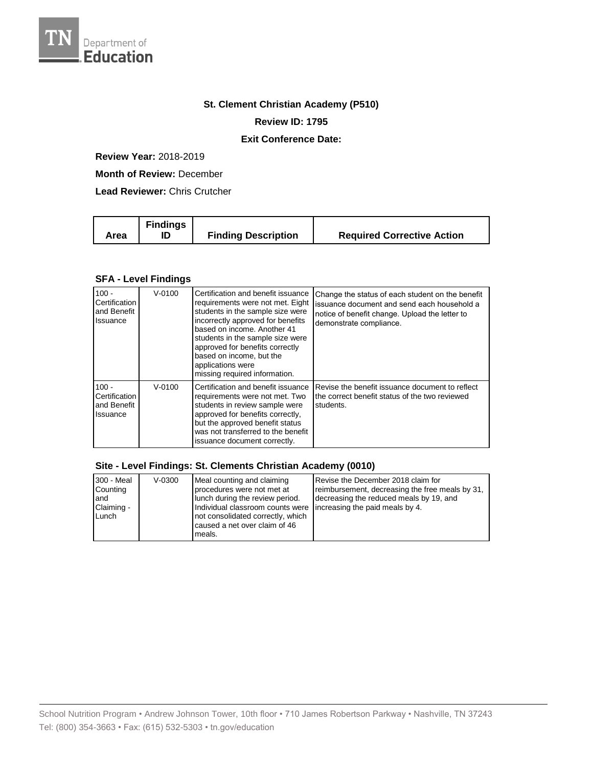**St. Clement Christian Academy (P510)**

**Review ID: 1795**

**Exit Conference Date:**

**Review Year:** 2018-2019

**Month of Review:** December

**Lead Reviewer:** Chris Crutcher

| Area | Findings ID | Finding Description | Required Corrective Action |
|---|---|---|---|

### SFA - Level Findings

| Area | Findings ID | Finding Description | Required Corrective Action |
|---|---|---|---|
| 100 - Certification and Benefit Issuance | V-0100 | Certification and benefit issuance requirements were not met. Eight students in the sample size were incorrectly approved for benefits based on income. Another 41 students in the sample size were approved for benefits correctly based on income, but the applications were missing required information. | Change the status of each student on the benefit issuance document and send each household a notice of benefit change. Upload the letter to demonstrate compliance. |
| 100 - Certification and Benefit Issuance | V-0100 | Certification and benefit issuance requirements were not met. Two students in review sample were approved for benefits correctly, but the approved benefit status was not transferred to the benefit issuance document correctly. | Revise the benefit issuance document to reflect the correct benefit status of the two reviewed students. |

### Site - Level Findings: St. Clements Christian Academy (0010)

| Area | Findings ID | Finding Description | Required Corrective Action |
|---|---|---|---|
| 300 - Meal Counting and Claiming - Lunch | V-0300 | Meal counting and claiming procedures were not met at lunch during the review period. Individual classroom counts were not consolidated correctly, which caused a net over claim of 46 meals. | Revise the December 2018 claim for reimbursement, decreasing the free meals by 31, decreasing the reduced meals by 19, and increasing the paid meals by 4. |